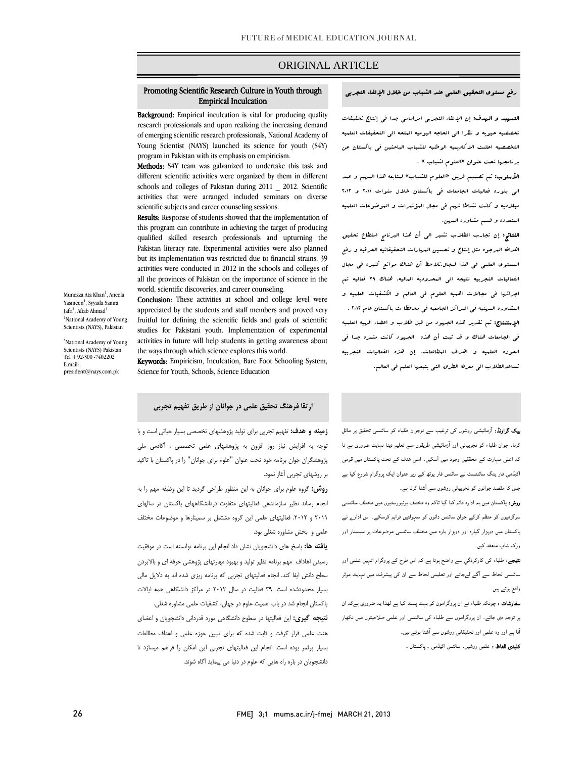ORIGINAL ARTICLE

## Promoting Scientific Research Culture in Youth through Empirical Inculcation

Munezza Ata Khan[1], Aneela Yasmeen[1], Syyada Samra Jafri[1], Aftab Ahmad[1]
[1]National Academy of Young Scientists (NAYS), Pakistan

*National Academy of Young Scientists (NAYS) Pakistan
Tel +92-300 -7402202
E.mail: president@nays.com.pk

**Background:** Empirical inculcation is vital for producing quality research professionals and upon realizing the increasing demand of emerging scientific research professionals, National Academy of Young Scientist (NAYS) launched its science for youth (S4Y) program in Pakistan with its emphasis on empiricism.

**Methods:** S4Y team was galvanized to undertake this task and different scientific activities were organized by them in different schools and colleges of Pakistan during 2011 _ 2012. Scientific activities that were arranged included seminars on diverse scientific subjects and career counseling sessions.

**Results:** Response of students showed that the implementation of this program can contribute in achieving the target of producing qualified skilled research professionals and upturning the Pakistan literacy rate. Experimental activities were also planned but its implementation was restricted due to financial strains. 39 activities were conducted in 2012 in the schools and colleges of all the provinces of Pakistan on the importance of science in the world, scientific discoveries, and career counseling.

**Conclusion:** These activities at school and college level were appreciated by the students and staff members and proved very fruitful for defining the scientific fields and goals of scientific studies for Pakistani youth. Implementation of experimental activities in future will help students in getting awareness about the ways through which science explores this world.

**Keywords:** Empiricism, Inculcation, Bare Foot Schooling System, Science for Youth, Schools, Science Education

## رفع مستوى التحقيق العلمي عند الشباب من خلال الإلقاء التجربي

**التمهيد و الهدف:** إن الإلقاء التجربي اساسي جدا في إنتاج تحقيقات تخصصيه حيويه و نظرا الى الحاجه اليوميه الملحه الى التحقيقات العلميه التخصصيه اعلنت الاكاديميه الوطنيه للشباب الباحثين في باكستان عن برنامجها تحت عنوان «العلوم لشباب» .

**الأسلوب:** تم تصميم فريق «العلوم للشباب» لمتابعه هذا المهم و عمد الى بلوره فعاليات الجامعات في باكستان خلال سنوات ۲۰۱۱ و ۲۰۱۲ ميلاديه و كانت نشاطا تهم في مجال المؤتمرات و الموضوعات العلميه المتعدده و قسم مشاوره المهن.

**النتائج:** إن تجارب الطلاب تشير الى أن هذا البرنامج استطاع تحقيق الاهداف المرجوه مثل إنتاج و تحسين المهارات التحقيقاتيه الحرفيه و رفع المستوى العلمي في هذا لمجال.نلاحظ أن هناك موانع كثيره في مجال الفعاليات التجربيه نتيجه الى المحدوديه الماليه. هناك ۳۹ فعاليه تم اجرائها في مجالات اهميه العلوم في العالم و الكشفيات العلميه و المشاوره المهنيه في المراكز الجامعيه في محافظا ت باكستان عام ۲۰۱۲ .

**الإستنتاج:** تم تقدير هذه الجهود من قبل طلاب و اعضاء الهيه العلميه في الجامعات هناك و قد ثبت أن هذه الجهود كانت مثمره جدا في الحوزه العلميه و اهداف المطالعات. إن هذه الفعاليات التجربيه تساعدالطلاب الى معرفه الطرق التي يتبعها العلم في العالم.

## ارتقا فرهنگ تحقیق علمی در جوانان از طریق تفهیم تجربی

**زمینه و هدف:** تفهیم تجربی برای تولید پژوهشهای تخصصی بسیار حیاتی است و با توجه به افزایش نیاز روز افزون به پژوهشهای علمی تخصصی ، آکادمی ملی پژوهشگران جوان برنامه خود تحت عنوان "علوم برای جوانان" را در پاکستان با تاکید بر روشهای تجربی آغاز نمود.

**روش:** گروه علوم برای جوانان به این منظور طراحی گردید تا این وظیفه مهم را به انجام رساند نظیر سازماندهی فعالیتهای متفاوت دردانشگاههای پاکستان در سالهای ۲۰۱۱ و ۲۰۱۲. فعالیتهای علمی این گروه مشتمل بر سمینارها و موضوعات مختلف علمی و بخش مشاوره شغلی بود.

**یافته ها:** پاسخ های دانشجویان نشان داد انجام این برنامه توانسته است در موفقیت رسیدن اهداف مهم برنامه نظیر تولید و بهبود مهارتهای پژوهشی حرفه ای و بالابردن سطح دانش ایفا کند. انجام فعالیتهای تجربی که برنامه ریزی شده اند به دلایل مالی بسیار محدودشده است. ۳۹ فعالیت در سال ۲۰۱۲ در مراکز دانشگاهی همه ایالات پاکستان انجام شد در باب اهمیت علوم در جهان، کشفیات علمی مشاوره شغلی.

**نتیجه گیری:** این فعالیتها در سطوح دانشگاهی مورد قدردانی دانشجویان و اعضای هئت علمی قرار گرفت و ثابت شده که برای تبیین حوزه علمی و اهداف مطالعات بسیار پرثمر بوده است. انجام این فعالیتهای تجربی این امکان را فراهم میسازد تا دانشجویان در باره راه هایی که علوم در دنیا می پیماید آگاه شوند.

**بیک گراونڈ:** آزمائشی روشوں کی ترغیب سے نوجوان طلباء کو سائنسی تحقیق پر مائل کرنا. جوان طلباء کو تجربیاتی اور آزمائشی طریقوں سے تعلیم دینا نہایت ضروری ہے تا کہ اعلی مہارت کے محققین وجود میں آسکیں۔ اسی ہدف کے تحت پاکستان میں قومی اکیڈمی فار ینگ سائنٹسٹ نے سائنس فار یوتھ کے زیر عنوان ایک پروگرام شروع کیا ہے جس کا مقصد جوانوں کو تجربیاتی روشوں سے آشنا کرنا ہے۔

**روش:** پاکستان میں یہ ادارہ قائم کیا گیا تاکہ وہ مختلف یونیورسٹیوں میں مختلف سائنسی سرگرمیوں کو منظم کرکے جوان سائنس دانوں کو سہولتیں فراہم کرسکے۔ اس ادارے نے پاکستان میں دوہزار گیارہ اور دوہزار بارہ میں مختلف سائنسی موضوعات پر سیمینار اور ورک شاپ منعقد کیں۔

**نتیجے:** طلباء کی کارکردگي سے واضح ہوتا ہے کہ اس طرح کے پروگرام انہیں علمی اور سائنسی لحاظ سے آگے لےجانے اور تعلیمی لحاظ سے ان کی پیشرفت میں نہایت موثر واقع ہوئے ہیں۔

**سفارشات :** چونکہ طلباء نے ان پروگراموں کو بہت پسند کیا ہے لھذا یہ ضروری ہےکہ ان پر توجہ دی جائے۔ ان پروگراموں سے طلباء کی سائنسی اور علمی صلاحیتوں میں نکھار آتا ہے اور وہ علمی اور تحقیقاتی روشوں سے آشنا ہوتے ہیں۔

**کلیدی الفاظ :** علمی روشیں۔ سائنس اکیڈمی ۔ پاکستان ۔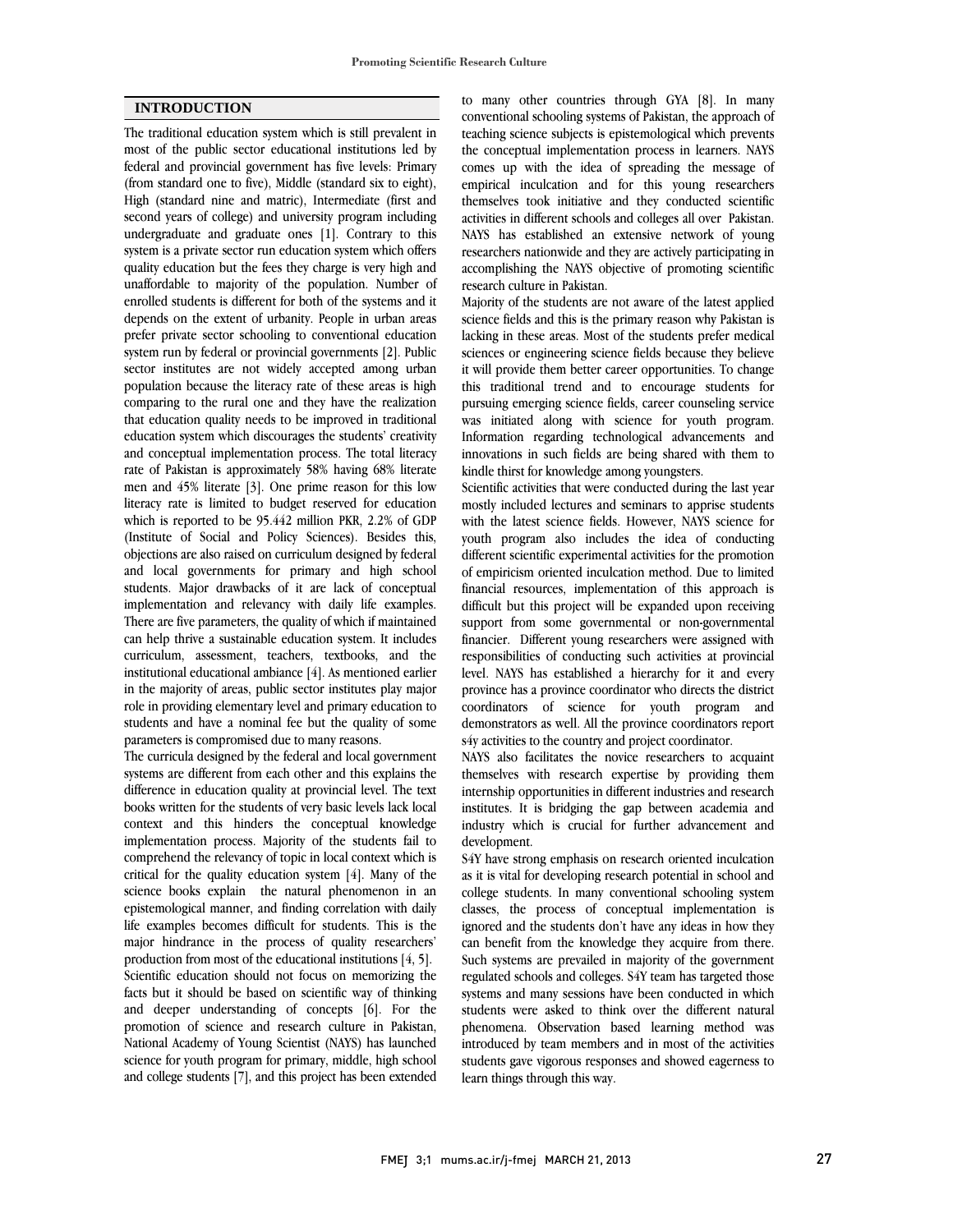## INTRODUCTION

The traditional education system which is still prevalent in most of the public sector educational institutions led by federal and provincial government has five levels: Primary (from standard one to five), Middle (standard six to eight), High (standard nine and matric), Intermediate (first and second years of college) and university program including undergraduate and graduate ones [1]. Contrary to this system is a private sector run education system which offers quality education but the fees they charge is very high and unaffordable to majority of the population. Number of enrolled students is different for both of the systems and it depends on the extent of urbanity. People in urban areas prefer private sector schooling to conventional education system run by federal or provincial governments [2]. Public sector institutes are not widely accepted among urban population because the literacy rate of these areas is high comparing to the rural one and they have the realization that education quality needs to be improved in traditional education system which discourages the students' creativity and conceptual implementation process. The total literacy rate of Pakistan is approximately 58% having 68% literate men and 45% literate [3]. One prime reason for this low literacy rate is limited to budget reserved for education which is reported to be 95.442 million PKR, 2.2% of GDP (Institute of Social and Policy Sciences). Besides this, objections are also raised on curriculum designed by federal and local governments for primary and high school students. Major drawbacks of it are lack of conceptual implementation and relevancy with daily life examples. There are five parameters, the quality of which if maintained can help thrive a sustainable education system. It includes curriculum, assessment, teachers, textbooks, and the institutional educational ambiance [4]. As mentioned earlier in the majority of areas, public sector institutes play major role in providing elementary level and primary education to students and have a nominal fee but the quality of some parameters is compromised due to many reasons.

The curricula designed by the federal and local government systems are different from each other and this explains the difference in education quality at provincial level. The text books written for the students of very basic levels lack local context and this hinders the conceptual knowledge implementation process. Majority of the students fail to comprehend the relevancy of topic in local context which is critical for the quality education system [4]. Many of the science books explain the natural phenomenon in an epistemological manner, and finding correlation with daily life examples becomes difficult for students. This is the major hindrance in the process of quality researchers' production from most of the educational institutions [4, 5].

Scientific education should not focus on memorizing the facts but it should be based on scientific way of thinking and deeper understanding of concepts [6]. For the promotion of science and research culture in Pakistan, National Academy of Young Scientist (NAYS) has launched science for youth program for primary, middle, high school and college students [7], and this project has been extended to many other countries through GYA [8]. In many conventional schooling systems of Pakistan, the approach of teaching science subjects is epistemological which prevents the conceptual implementation process in learners. NAYS comes up with the idea of spreading the message of empirical inculcation and for this young researchers themselves took initiative and they conducted scientific activities in different schools and colleges all over Pakistan. NAYS has established an extensive network of young researchers nationwide and they are actively participating in accomplishing the NAYS objective of promoting scientific research culture in Pakistan.

Majority of the students are not aware of the latest applied science fields and this is the primary reason why Pakistan is lacking in these areas. Most of the students prefer medical sciences or engineering science fields because they believe it will provide them better career opportunities. To change this traditional trend and to encourage students for pursuing emerging science fields, career counseling service was initiated along with science for youth program. Information regarding technological advancements and innovations in such fields are being shared with them to kindle thirst for knowledge among youngsters.

Scientific activities that were conducted during the last year mostly included lectures and seminars to apprise students with the latest science fields. However, NAYS science for youth program also includes the idea of conducting different scientific experimental activities for the promotion of empiricism oriented inculcation method. Due to limited financial resources, implementation of this approach is difficult but this project will be expanded upon receiving support from some governmental or non-governmental financier. Different young researchers were assigned with responsibilities of conducting such activities at provincial level. NAYS has established a hierarchy for it and every province has a province coordinator who directs the district coordinators of science for youth program and demonstrators as well. All the province coordinators report s4y activities to the country and project coordinator.

NAYS also facilitates the novice researchers to acquaint themselves with research expertise by providing them internship opportunities in different industries and research institutes. It is bridging the gap between academia and industry which is crucial for further advancement and development.

S4Y have strong emphasis on research oriented inculcation as it is vital for developing research potential in school and college students. In many conventional schooling system classes, the process of conceptual implementation is ignored and the students don't have any ideas in how they can benefit from the knowledge they acquire from there. Such systems are prevailed in majority of the government regulated schools and colleges. S4Y team has targeted those systems and many sessions have been conducted in which students were asked to think over the different natural phenomena. Observation based learning method was introduced by team members and in most of the activities students gave vigorous responses and showed eagerness to learn things through this way.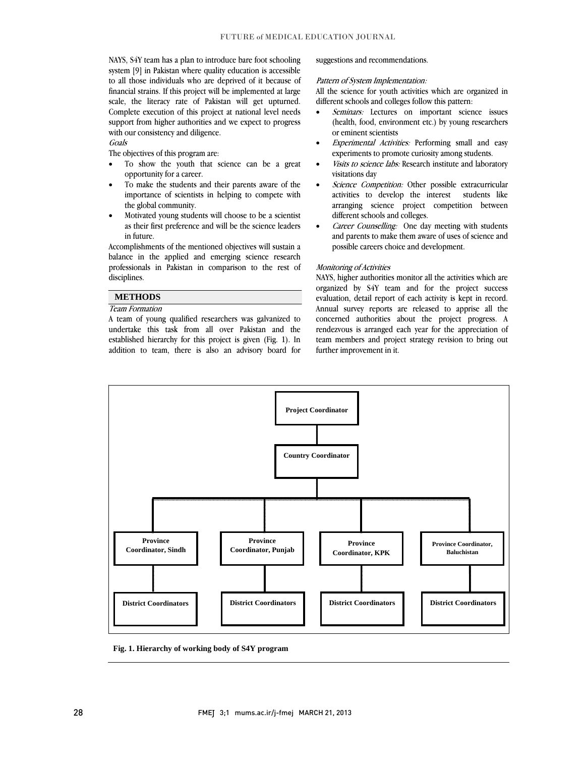NAYS, S4Y team has a plan to introduce bare foot schooling system [9] in Pakistan where quality education is accessible to all those individuals who are deprived of it because of financial strains. If this project will be implemented at large scale, the literacy rate of Pakistan will get upturned. Complete execution of this project at national level needs support from higher authorities and we expect to progress with our consistency and diligence.

*Goals*

The objectives of this program are:

- To show the youth that science can be a great opportunity for a career.
- To make the students and their parents aware of the importance of scientists in helping to compete with the global community.
- Motivated young students will choose to be a scientist as their first preference and will be the science leaders in future.

Accomplishments of the mentioned objectives will sustain a balance in the applied and emerging science research professionals in Pakistan in comparison to the rest of disciplines.

## METHODS

*Team Formation*

A team of young qualified researchers was galvanized to undertake this task from all over Pakistan and the established hierarchy for this project is given (Fig. 1). In addition to team, there is also an advisory board for suggestions and recommendations.

*Pattern of System Implementation:*

All the science for youth activities which are organized in different schools and colleges follow this pattern:

- *Seminars:* Lectures on important science issues (health, food, environment etc.) by young researchers or eminent scientists
- *Experimental Activities:* Performing small and easy experiments to promote curiosity among students.
- *Visits to science labs:* Research institute and laboratory visitations day
- *Science Competition:* Other possible extracurricular activities to develop the interest students like arranging science project competition between different schools and colleges.
- *Career Counselling:* One day meeting with students and parents to make them aware of uses of science and possible careers choice and development.

*Monitoring of Activities*

NAYS, higher authorities monitor all the activities which are organized by S4Y team and for the project success evaluation, detail report of each activity is kept in record. Annual survey reports are released to apprise all the concerned authorities about the project progress. A rendezvous is arranged each year for the appreciation of team members and project strategy revision to bring out further improvement in it.

**Project Coordinator**

**Country Coordinator**

**Province Coordinator, Sindh** | **Province Coordinator, Punjab** | **Province Coordinator, KPK** | **Province Coordinator, Baluchistan**

**District Coordinators** | **District Coordinators** | **District Coordinators** | **District Coordinators**

**Fig. 1. Hierarchy of working body of S4Y program**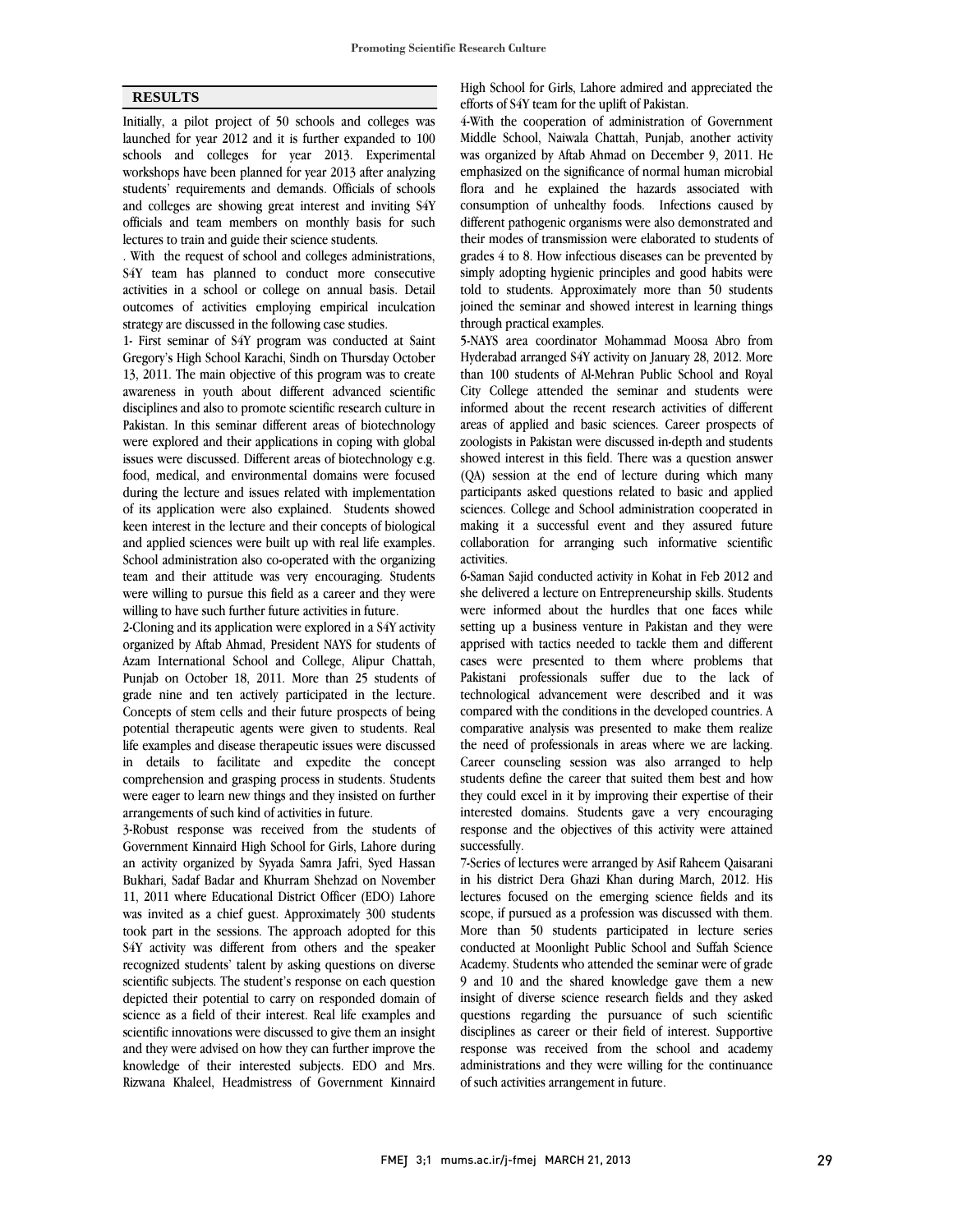## RESULTS

Initially, a pilot project of 50 schools and colleges was launched for year 2012 and it is further expanded to 100 schools and colleges for year 2013. Experimental workshops have been planned for year 2013 after analyzing students' requirements and demands. Officials of schools and colleges are showing great interest and inviting S4Y officials and team members on monthly basis for such lectures to train and guide their science students.

. With the request of school and colleges administrations, S4Y team has planned to conduct more consecutive activities in a school or college on annual basis. Detail outcomes of activities employing empirical inculcation strategy are discussed in the following case studies.

1- First seminar of S4Y program was conducted at Saint Gregory's High School Karachi, Sindh on Thursday October 13, 2011. The main objective of this program was to create awareness in youth about different advanced scientific disciplines and also to promote scientific research culture in Pakistan. In this seminar different areas of biotechnology were explored and their applications in coping with global issues were discussed. Different areas of biotechnology e.g. food, medical, and environmental domains were focused during the lecture and issues related with implementation of its application were also explained. Students showed keen interest in the lecture and their concepts of biological and applied sciences were built up with real life examples. School administration also co-operated with the organizing team and their attitude was very encouraging. Students were willing to pursue this field as a career and they were willing to have such further future activities in future.

2-Cloning and its application were explored in a S4Y activity organized by Aftab Ahmad, President NAYS for students of Azam International School and College, Alipur Chattah, Punjab on October 18, 2011. More than 25 students of grade nine and ten actively participated in the lecture. Concepts of stem cells and their future prospects of being potential therapeutic agents were given to students. Real life examples and disease therapeutic issues were discussed in details to facilitate and expedite the concept comprehension and grasping process in students. Students were eager to learn new things and they insisted on further arrangements of such kind of activities in future.

3-Robust response was received from the students of Government Kinnaird High School for Girls, Lahore during an activity organized by Syyada Samra Jafri, Syed Hassan Bukhari, Sadaf Badar and Khurram Shehzad on November 11, 2011 where Educational District Officer (EDO) Lahore was invited as a chief guest. Approximately 300 students took part in the sessions. The approach adopted for this S4Y activity was different from others and the speaker recognized students' talent by asking questions on diverse scientific subjects. The student's response on each question depicted their potential to carry on responded domain of science as a field of their interest. Real life examples and scientific innovations were discussed to give them an insight and they were advised on how they can further improve the knowledge of their interested subjects. EDO and Mrs. Rizwana Khaleel, Headmistress of Government Kinnaird High School for Girls, Lahore admired and appreciated the efforts of S4Y team for the uplift of Pakistan.

4-With the cooperation of administration of Government Middle School, Naiwala Chattah, Punjab, another activity was organized by Aftab Ahmad on December 9, 2011. He emphasized on the significance of normal human microbial flora and he explained the hazards associated with consumption of unhealthy foods. Infections caused by different pathogenic organisms were also demonstrated and their modes of transmission were elaborated to students of grades 4 to 8. How infectious diseases can be prevented by simply adopting hygienic principles and good habits were told to students. Approximately more than 50 students joined the seminar and showed interest in learning things through practical examples.

5-NAYS area coordinator Mohammad Moosa Abro from Hyderabad arranged S4Y activity on January 28, 2012. More than 100 students of Al-Mehran Public School and Royal City College attended the seminar and students were informed about the recent research activities of different areas of applied and basic sciences. Career prospects of zoologists in Pakistan were discussed in-depth and students showed interest in this field. There was a question answer (QA) session at the end of lecture during which many participants asked questions related to basic and applied sciences. College and School administration cooperated in making it a successful event and they assured future collaboration for arranging such informative scientific activities.

6-Saman Sajid conducted activity in Kohat in Feb 2012 and she delivered a lecture on Entrepreneurship skills. Students were informed about the hurdles that one faces while setting up a business venture in Pakistan and they were apprised with tactics needed to tackle them and different cases were presented to them where problems that Pakistani professionals suffer due to the lack of technological advancement were described and it was compared with the conditions in the developed countries. A comparative analysis was presented to make them realize the need of professionals in areas where we are lacking. Career counseling session was also arranged to help students define the career that suited them best and how they could excel in it by improving their expertise of their interested domains. Students gave a very encouraging response and the objectives of this activity were attained successfully.

7-Series of lectures were arranged by Asif Raheem Qaisarani in his district Dera Ghazi Khan during March, 2012. His lectures focused on the emerging science fields and its scope, if pursued as a profession was discussed with them. More than 50 students participated in lecture series conducted at Moonlight Public School and Suffah Science Academy. Students who attended the seminar were of grade 9 and 10 and the shared knowledge gave them a new insight of diverse science research fields and they asked questions regarding the pursuance of such scientific disciplines as career or their field of interest. Supportive response was received from the school and academy administrations and they were willing for the continuance of such activities arrangement in future.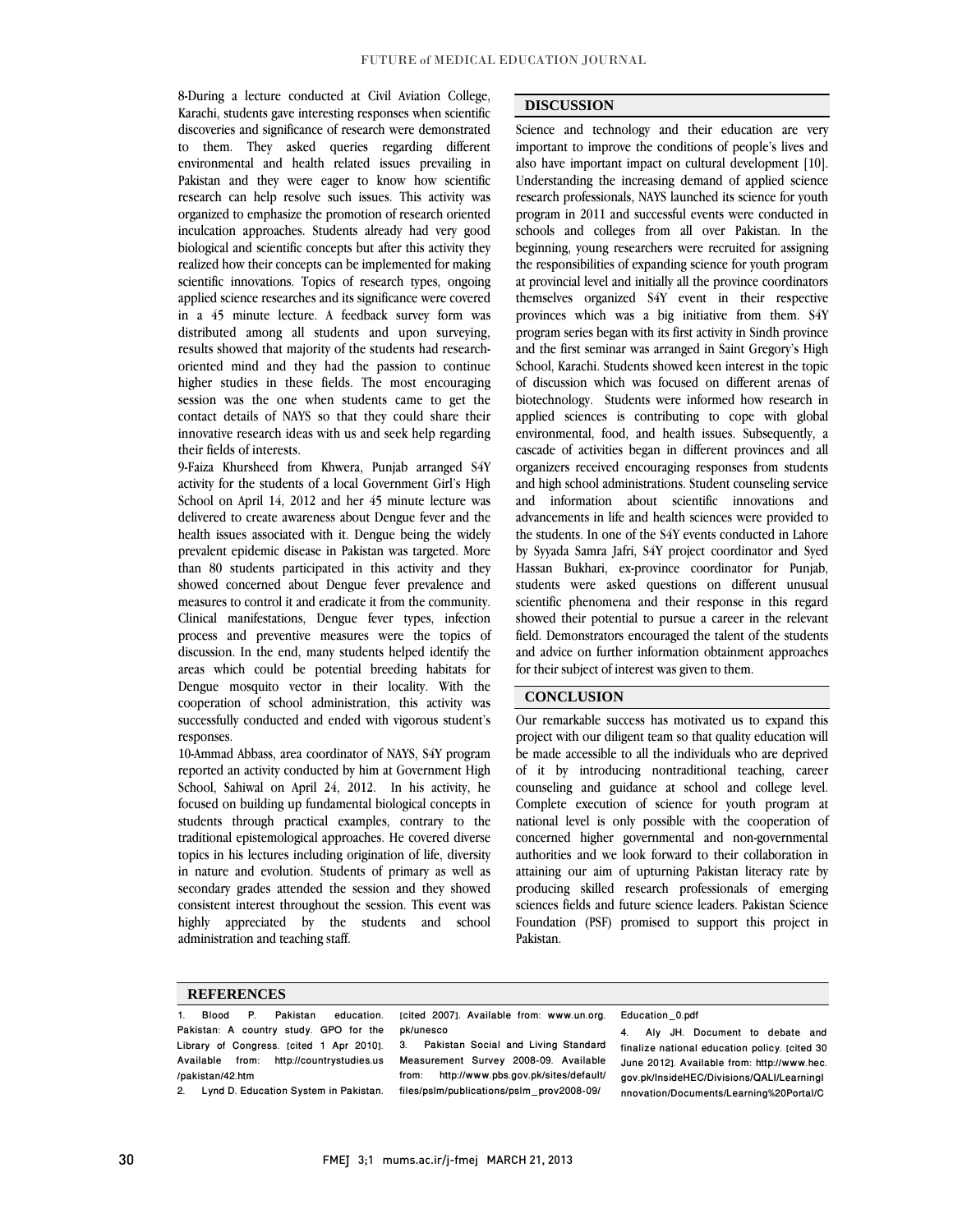8-During a lecture conducted at Civil Aviation College, Karachi, students gave interesting responses when scientific discoveries and significance of research were demonstrated to them. They asked queries regarding different environmental and health related issues prevailing in Pakistan and they were eager to know how scientific research can help resolve such issues. This activity was organized to emphasize the promotion of research oriented inculcation approaches. Students already had very good biological and scientific concepts but after this activity they realized how their concepts can be implemented for making scientific innovations. Topics of research types, ongoing applied science researches and its significance were covered in a 45 minute lecture. A feedback survey form was distributed among all students and upon surveying, results showed that majority of the students had research-oriented mind and they had the passion to continue higher studies in these fields. The most encouraging session was the one when students came to get the contact details of NAYS so that they could share their innovative research ideas with us and seek help regarding their fields of interests.

9-Faiza Khursheed from Khwera, Punjab arranged S4Y activity for the students of a local Government Girl's High School on April 14, 2012 and her 45 minute lecture was delivered to create awareness about Dengue fever and the health issues associated with it. Dengue being the widely prevalent epidemic disease in Pakistan was targeted. More than 80 students participated in this activity and they showed concerned about Dengue fever prevalence and measures to control it and eradicate it from the community. Clinical manifestations, Dengue fever types, infection process and preventive measures were the topics of discussion. In the end, many students helped identify the areas which could be potential breeding habitats for Dengue mosquito vector in their locality. With the cooperation of school administration, this activity was successfully conducted and ended with vigorous student's responses.

10-Ammad Abbass, area coordinator of NAYS, S4Y program reported an activity conducted by him at Government High School, Sahiwal on April 24, 2012. In his activity, he focused on building up fundamental biological concepts in students through practical examples, contrary to the traditional epistemological approaches. He covered diverse topics in his lectures including origination of life, diversity in nature and evolution. Students of primary as well as secondary grades attended the session and they showed consistent interest throughout the session. This event was highly appreciated by the students and school administration and teaching staff.

## DISCUSSION

Science and technology and their education are very important to improve the conditions of people's lives and also have important impact on cultural development [10]. Understanding the increasing demand of applied science research professionals, NAYS launched its science for youth program in 2011 and successful events were conducted in schools and colleges from all over Pakistan. In the beginning, young researchers were recruited for assigning the responsibilities of expanding science for youth program at provincial level and initially all the province coordinators themselves organized S4Y event in their respective provinces which was a big initiative from them. S4Y program series began with its first activity in Sindh province and the first seminar was arranged in Saint Gregory's High School, Karachi. Students showed keen interest in the topic of discussion which was focused on different arenas of biotechnology. Students were informed how research in applied sciences is contributing to cope with global environmental, food, and health issues. Subsequently, a cascade of activities began in different provinces and all organizers received encouraging responses from students and high school administrations. Student counseling service and information about scientific innovations and advancements in life and health sciences were provided to the students. In one of the S4Y events conducted in Lahore by Syyada Samra Jafri, S4Y project coordinator and Syed Hassan Bukhari, ex-province coordinator for Punjab, students were asked questions on different unusual scientific phenomena and their response in this regard showed their potential to pursue a career in the relevant field. Demonstrators encouraged the talent of the students and advice on further information obtainment approaches for their subject of interest was given to them.

## CONCLUSION

Our remarkable success has motivated us to expand this project with our diligent team so that quality education will be made accessible to all the individuals who are deprived of it by introducing nontraditional teaching, career counseling and guidance at school and college level. Complete execution of science for youth program at national level is only possible with the cooperation of concerned higher governmental and non-governmental authorities and we look forward to their collaboration in attaining our aim of upturning Pakistan literacy rate by producing skilled research professionals of emerging sciences fields and future science leaders. Pakistan Science Foundation (PSF) promised to support this project in Pakistan.

## REFERENCES

1. Blood P. Pakistan education. Pakistan: A country study. GPO for the Library of Congress. [cited 1 Apr 2010]. Available from: http://countrystudies.us/pakistan/42.htm
2. Lynd D. Education System in Pakistan. [cited 2007]. Available from: www.un.org.pk/unesco
3. Pakistan Social and Living Standard Measurement Survey 2008-09. Available from: http://www.pbs.gov.pk/sites/default/files/pslm/publications/pslm_prov2008-09/Education_0.pdf
4. Aly JH. Document to debate and finalize national education policy. [cited 30 June 2012]. Available from: http://www.hec.gov.pk/InsideHEC/Divisions/QALI/LearningInnovation/Documents/Learning%20Portal/C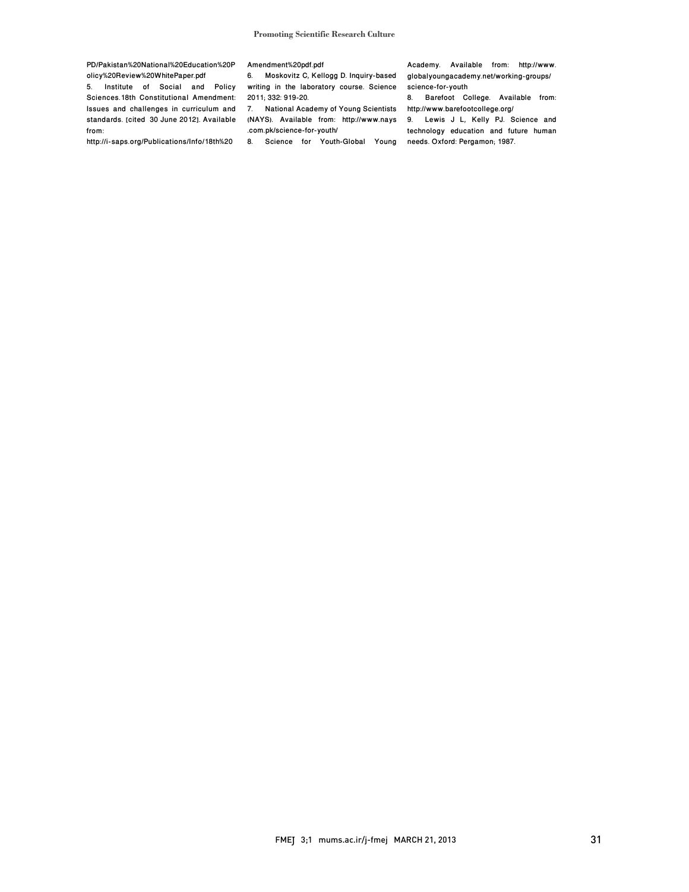PD/Pakistan%20National%20Education%20Policy%20Review%20WhitePaper.pdf

5. Institute of Social and Policy Sciences.18th Constitutional Amendment: Issues and challenges in curriculum and standards. [cited 30 June 2012]. Available from: http://i-saps.org/Publications/Info/18th%20Amendment%20pdf.pdf

6. Moskovitz C, Kellogg D. Inquiry-based writing in the laboratory course. Science 2011; 332: 919-20.

7. National Academy of Young Scientists (NAYS). Available from: http://www.nays.com.pk/science-for-youth/

8. Science for Youth-Global Young Academy. Available from: http://www.globalyoungacademy.net/working-groups/science-for-youth

8. Barefoot College. Available from: http://www.barefootcollege.org/

9. Lewis J L, Kelly PJ. Science and technology education and future human needs. Oxford: Pergamon; 1987.